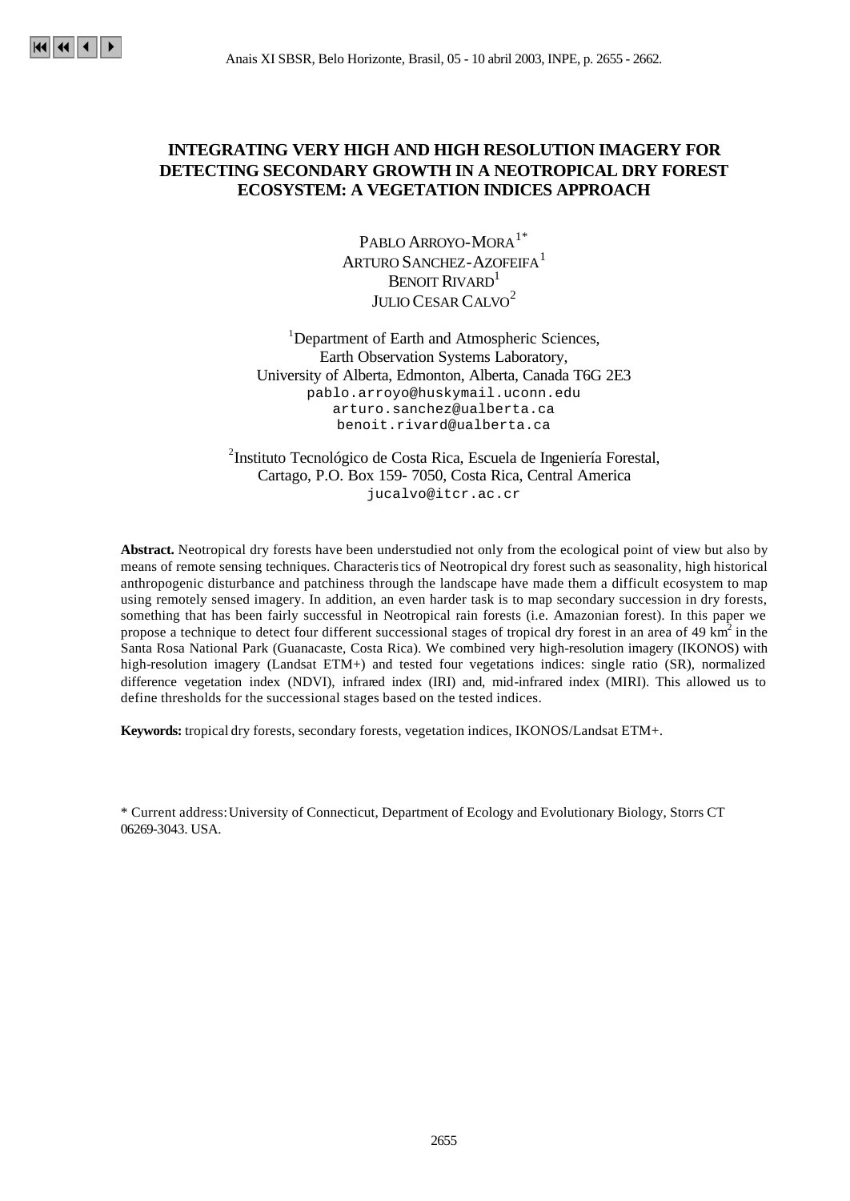# INTEGRATING VERY HIGH AND HIGH RESOLUTION IMAGERY FOR DETECTING SECONDARY GROWTH IN A NEOTROPICAL DRY FOREST ECOSYSTEM: A VEGETATION INDICES APPROACH

PABLO ARROYO-MORA[1*]
ARTURO SANCHEZ-AZOFEIFA[1]
BENOIT RIVARD[1]
JULIO CESAR CALVO[2]

[1]Department of Earth and Atmospheric Sciences,
Earth Observation Systems Laboratory,
University of Alberta, Edmonton, Alberta, Canada T6G 2E3
pablo.arroyo@huskymail.uconn.edu
arturo.sanchez@ualberta.ca
benoit.rivard@ualberta.ca

[2]Instituto Tecnológico de Costa Rica, Escuela de Ingeniería Forestal,
Cartago, P.O. Box 159- 7050, Costa Rica, Central America
jucalvo@itcr.ac.cr

**Abstract.** Neotropical dry forests have been understudied not only from the ecological point of view but also by means of remote sensing techniques. Characteristics of Neotropical dry forest such as seasonality, high historical anthropogenic disturbance and patchiness through the landscape have made them a difficult ecosystem to map using remotely sensed imagery. In addition, an even harder task is to map secondary succession in dry forests, something that has been fairly successful in Neotropical rain forests (i.e. Amazonian forest). In this paper we propose a technique to detect four different successional stages of tropical dry forest in an area of 49 $km^2$ in the Santa Rosa National Park (Guanacaste, Costa Rica). We combined very high-resolution imagery (IKONOS) with high-resolution imagery (Landsat ETM+) and tested four vegetations indices: single ratio (SR), normalized difference vegetation index (NDVI), infrared index (IRI) and, mid-infrared index (MIRI). This allowed us to define thresholds for the successional stages based on the tested indices.

**Keywords:** tropical dry forests, secondary forests, vegetation indices, IKONOS/Landsat ETM+.

\* Current address: University of Connecticut, Department of Ecology and Evolutionary Biology, Storrs CT 06269-3043. USA.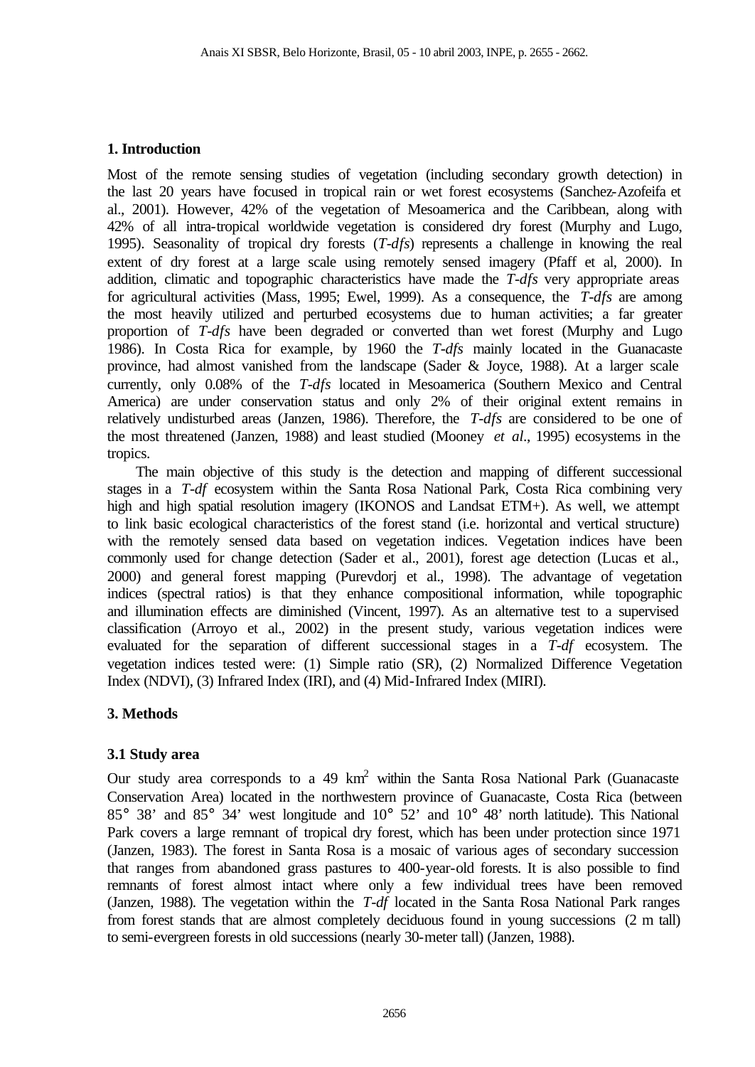## 1. Introduction

Most of the remote sensing studies of vegetation (including secondary growth detection) in the last 20 years have focused in tropical rain or wet forest ecosystems (Sanchez-Azofeifa et al., 2001). However, 42% of the vegetation of Mesoamerica and the Caribbean, along with 42% of all intra-tropical worldwide vegetation is considered dry forest (Murphy and Lugo, 1995). Seasonality of tropical dry forests (*T-dfs*) represents a challenge in knowing the real extent of dry forest at a large scale using remotely sensed imagery (Pfaff et al, 2000). In addition, climatic and topographic characteristics have made the *T-dfs* very appropriate areas for agricultural activities (Mass, 1995; Ewel, 1999). As a consequence, the *T-dfs* are among the most heavily utilized and perturbed ecosystems due to human activities; a far greater proportion of *T-dfs* have been degraded or converted than wet forest (Murphy and Lugo 1986). In Costa Rica for example, by 1960 the *T-dfs* mainly located in the Guanacaste province, had almost vanished from the landscape (Sader & Joyce, 1988). At a larger scale currently, only 0.08% of the *T-dfs* located in Mesoamerica (Southern Mexico and Central America) are under conservation status and only 2% of their original extent remains in relatively undisturbed areas (Janzen, 1986). Therefore, the *T-dfs* are considered to be one of the most threatened (Janzen, 1988) and least studied (Mooney *et al*., 1995) ecosystems in the tropics.

The main objective of this study is the detection and mapping of different successional stages in a *T-df* ecosystem within the Santa Rosa National Park, Costa Rica combining very high and high spatial resolution imagery (IKONOS and Landsat ETM+). As well, we attempt to link basic ecological characteristics of the forest stand (i.e. horizontal and vertical structure) with the remotely sensed data based on vegetation indices. Vegetation indices have been commonly used for change detection (Sader et al., 2001), forest age detection (Lucas et al., 2000) and general forest mapping (Purevdorj et al., 1998). The advantage of vegetation indices (spectral ratios) is that they enhance compositional information, while topographic and illumination effects are diminished (Vincent, 1997). As an alternative test to a supervised classification (Arroyo et al., 2002) in the present study, various vegetation indices were evaluated for the separation of different successional stages in a *T-df* ecosystem. The vegetation indices tested were: (1) Simple ratio (SR), (2) Normalized Difference Vegetation Index (NDVI), (3) Infrared Index (IRI), and (4) Mid-Infrared Index (MIRI).

## 3. Methods

### 3.1 Study area

Our study area corresponds to a 49 $km^2$ within the Santa Rosa National Park (Guanacaste Conservation Area) located in the northwestern province of Guanacaste, Costa Rica (between 85° 38' and 85° 34' west longitude and 10° 52' and 10° 48' north latitude). This National Park covers a large remnant of tropical dry forest, which has been under protection since 1971 (Janzen, 1983). The forest in Santa Rosa is a mosaic of various ages of secondary succession that ranges from abandoned grass pastures to 400-year-old forests. It is also possible to find remnants of forest almost intact where only a few individual trees have been removed (Janzen, 1988). The vegetation within the *T-df* located in the Santa Rosa National Park ranges from forest stands that are almost completely deciduous found in young successions (2 m tall) to semi-evergreen forests in old successions (nearly 30-meter tall) (Janzen, 1988).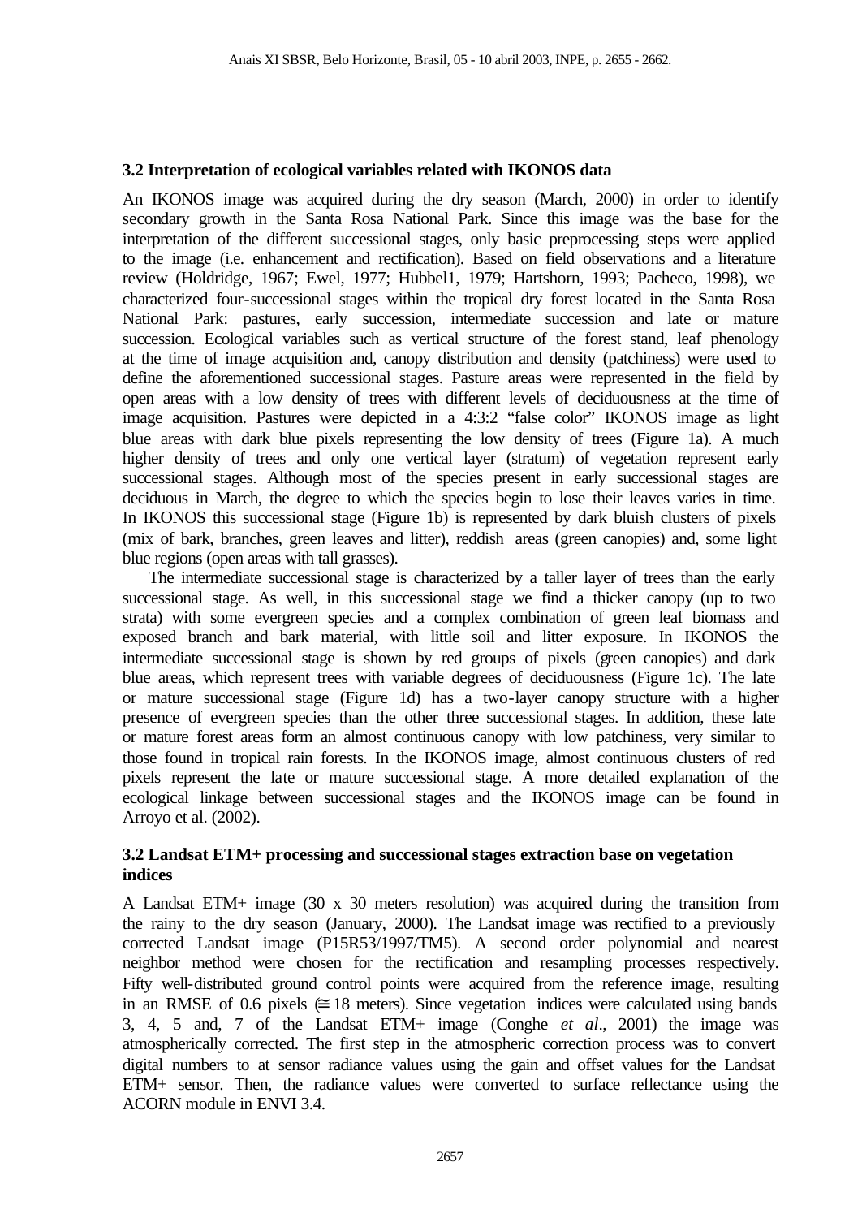### 3.2 Interpretation of ecological variables related with IKONOS data

An IKONOS image was acquired during the dry season (March, 2000) in order to identify secondary growth in the Santa Rosa National Park. Since this image was the base for the interpretation of the different successional stages, only basic preprocessing steps were applied to the image (i.e. enhancement and rectification). Based on field observations and a literature review (Holdridge, 1967; Ewel, 1977; Hubbel1, 1979; Hartshorn, 1993; Pacheco, 1998), we characterized four-successional stages within the tropical dry forest located in the Santa Rosa National Park: pastures, early succession, intermediate succession and late or mature succession. Ecological variables such as vertical structure of the forest stand, leaf phenology at the time of image acquisition and, canopy distribution and density (patchiness) were used to define the aforementioned successional stages. Pasture areas were represented in the field by open areas with a low density of trees with different levels of deciduousness at the time of image acquisition. Pastures were depicted in a 4:3:2 "false color" IKONOS image as light blue areas with dark blue pixels representing the low density of trees (Figure 1a). A much higher density of trees and only one vertical layer (stratum) of vegetation represent early successional stages. Although most of the species present in early successional stages are deciduous in March, the degree to which the species begin to lose their leaves varies in time. In IKONOS this successional stage (Figure 1b) is represented by dark bluish clusters of pixels (mix of bark, branches, green leaves and litter), reddish areas (green canopies) and, some light blue regions (open areas with tall grasses).

The intermediate successional stage is characterized by a taller layer of trees than the early successional stage. As well, in this successional stage we find a thicker canopy (up to two strata) with some evergreen species and a complex combination of green leaf biomass and exposed branch and bark material, with little soil and litter exposure. In IKONOS the intermediate successional stage is shown by red groups of pixels (green canopies) and dark blue areas, which represent trees with variable degrees of deciduousness (Figure 1c). The late or mature successional stage (Figure 1d) has a two-layer canopy structure with a higher presence of evergreen species than the other three successional stages. In addition, these late or mature forest areas form an almost continuous canopy with low patchiness, very similar to those found in tropical rain forests. In the IKONOS image, almost continuous clusters of red pixels represent the late or mature successional stage. A more detailed explanation of the ecological linkage between successional stages and the IKONOS image can be found in Arroyo et al. (2002).

### 3.2 Landsat ETM+ processing and successional stages extraction base on vegetation indices

A Landsat ETM+ image (30 x 30 meters resolution) was acquired during the transition from the rainy to the dry season (January, 2000). The Landsat image was rectified to a previously corrected Landsat image (P15R53/1997/TM5). A second order polynomial and nearest neighbor method were chosen for the rectification and resampling processes respectively. Fifty well-distributed ground control points were acquired from the reference image, resulting in an RMSE of 0.6 pixels ($\cong$ 18 meters). Since vegetation indices were calculated using bands 3, 4, 5 and, 7 of the Landsat ETM+ image (Conghe *et al*., 2001) the image was atmospherically corrected. The first step in the atmospheric correction process was to convert digital numbers to at sensor radiance values using the gain and offset values for the Landsat ETM+ sensor. Then, the radiance values were converted to surface reflectance using the ACORN module in ENVI 3.4.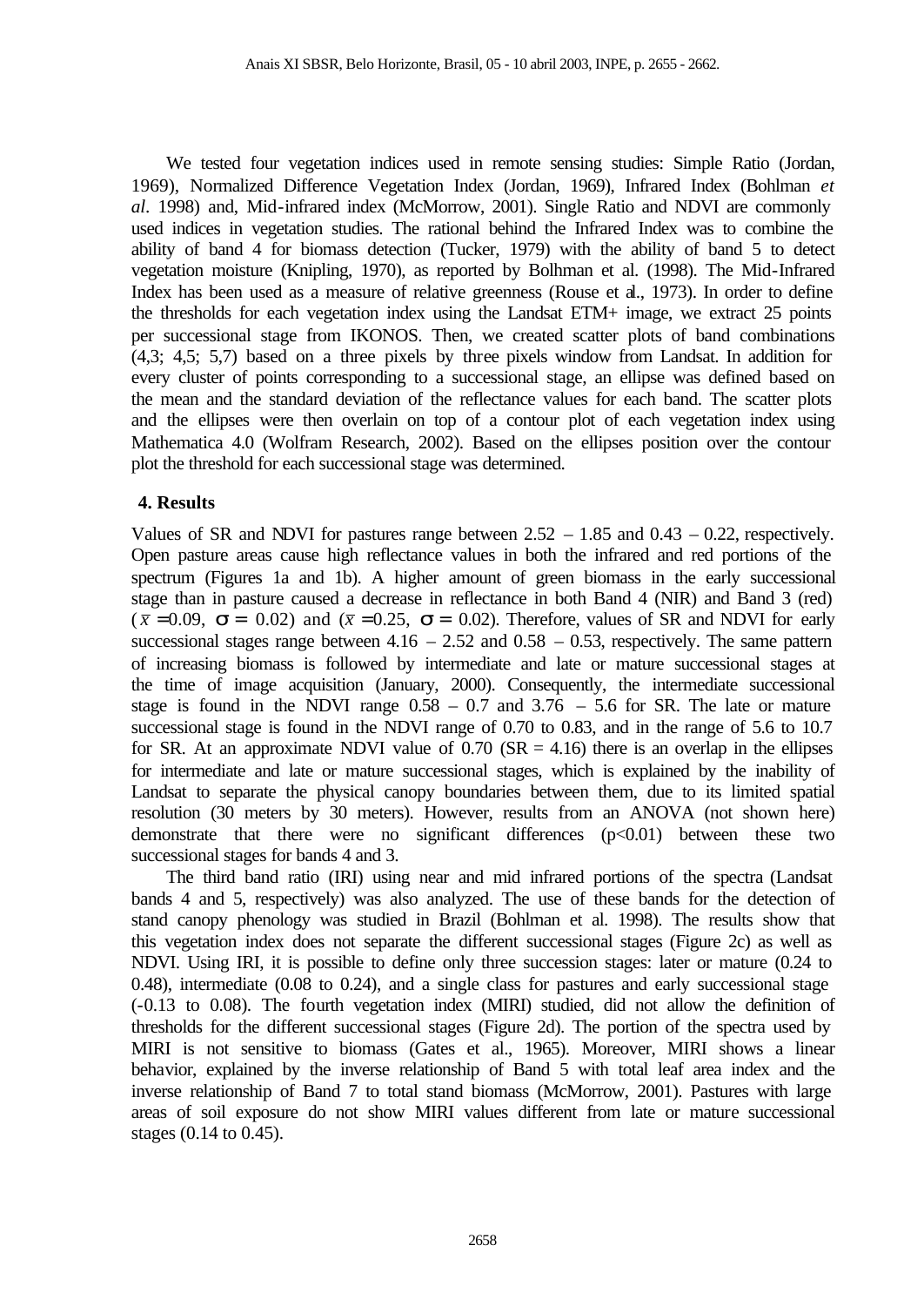We tested four vegetation indices used in remote sensing studies: Simple Ratio (Jordan, 1969), Normalized Difference Vegetation Index (Jordan, 1969), Infrared Index (Bohlman *et al*. 1998) and, Mid-infrared index (McMorrow, 2001). Single Ratio and NDVI are commonly used indices in vegetation studies. The rational behind the Infrared Index was to combine the ability of band 4 for biomass detection (Tucker, 1979) with the ability of band 5 to detect vegetation moisture (Knipling, 1970), as reported by Bolhman et al. (1998). The Mid-Infrared Index has been used as a measure of relative greenness (Rouse et al., 1973). In order to define the thresholds for each vegetation index using the Landsat ETM+ image, we extract 25 points per successional stage from IKONOS. Then, we created scatter plots of band combinations (4,3; 4,5; 5,7) based on a three pixels by three pixels window from Landsat. In addition for every cluster of points corresponding to a successional stage, an ellipse was defined based on the mean and the standard deviation of the reflectance values for each band. The scatter plots and the ellipses were then overlain on top of a contour plot of each vegetation index using Mathematica 4.0 (Wolfram Research, 2002). Based on the ellipses position over the contour plot the threshold for each successional stage was determined.

## 4. Results

Values of SR and NDVI for pastures range between 2.52 – 1.85 and 0.43 – 0.22, respectively. Open pasture areas cause high reflectance values in both the infrared and red portions of the spectrum (Figures 1a and 1b). A higher amount of green biomass in the early successional stage than in pasture caused a decrease in reflectance in both Band 4 (NIR) and Band 3 (red) ($\bar{x}$ =0.09, $\sigma$ = 0.02) and ($\bar{x}$ =0.25, $\sigma$ = 0.02). Therefore, values of SR and NDVI for early successional stages range between 4.16 – 2.52 and 0.58 – 0.53, respectively. The same pattern of increasing biomass is followed by intermediate and late or mature successional stages at the time of image acquisition (January, 2000). Consequently, the intermediate successional stage is found in the NDVI range 0.58 – 0.7 and 3.76 – 5.6 for SR. The late or mature successional stage is found in the NDVI range of 0.70 to 0.83, and in the range of 5.6 to 10.7 for SR. At an approximate NDVI value of 0.70 (SR = 4.16) there is an overlap in the ellipses for intermediate and late or mature successional stages, which is explained by the inability of Landsat to separate the physical canopy boundaries between them, due to its limited spatial resolution (30 meters by 30 meters). However, results from an ANOVA (not shown here) demonstrate that there were no significant differences ($p<0.01$) between these two successional stages for bands 4 and 3.

The third band ratio (IRI) using near and mid infrared portions of the spectra (Landsat bands 4 and 5, respectively) was also analyzed. The use of these bands for the detection of stand canopy phenology was studied in Brazil (Bohlman et al. 1998). The results show that this vegetation index does not separate the different successional stages (Figure 2c) as well as NDVI. Using IRI, it is possible to define only three succession stages: later or mature (0.24 to 0.48), intermediate (0.08 to 0.24), and a single class for pastures and early successional stage (-0.13 to 0.08). The fourth vegetation index (MIRI) studied, did not allow the definition of thresholds for the different successional stages (Figure 2d). The portion of the spectra used by MIRI is not sensitive to biomass (Gates et al., 1965). Moreover, MIRI shows a linear behavior, explained by the inverse relationship of Band 5 with total leaf area index and the inverse relationship of Band 7 to total stand biomass (McMorrow, 2001). Pastures with large areas of soil exposure do not show MIRI values different from late or mature successional stages (0.14 to 0.45).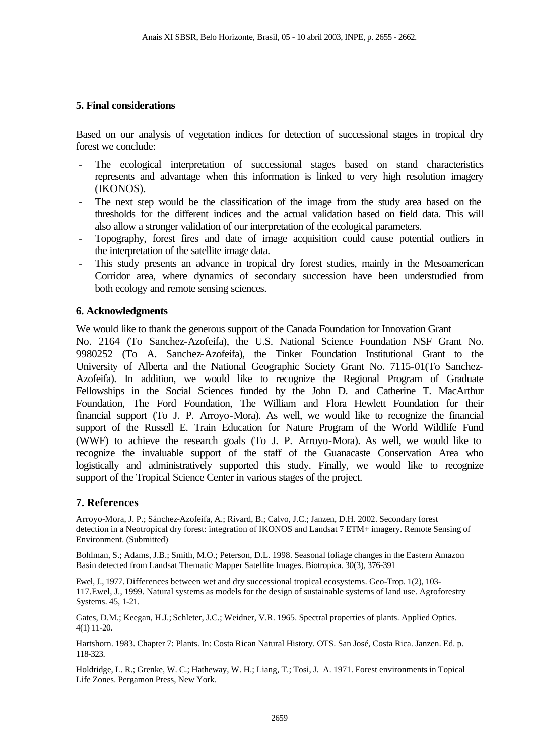## 5. Final considerations

Based on our analysis of vegetation indices for detection of successional stages in tropical dry forest we conclude:

- The ecological interpretation of successional stages based on stand characteristics represents and advantage when this information is linked to very high resolution imagery (IKONOS).
- The next step would be the classification of the image from the study area based on the thresholds for the different indices and the actual validation based on field data. This will also allow a stronger validation of our interpretation of the ecological parameters.
- Topography, forest fires and date of image acquisition could cause potential outliers in the interpretation of the satellite image data.
- This study presents an advance in tropical dry forest studies, mainly in the Mesoamerican Corridor area, where dynamics of secondary succession have been understudied from both ecology and remote sensing sciences.

## 6. Acknowledgments

We would like to thank the generous support of the Canada Foundation for Innovation Grant No. 2164 (To Sanchez-Azofeifa), the U.S. National Science Foundation NSF Grant No. 9980252 (To A. Sanchez-Azofeifa), the Tinker Foundation Institutional Grant to the University of Alberta and the National Geographic Society Grant No. 7115-01(To Sanchez-Azofeifa). In addition, we would like to recognize the Regional Program of Graduate Fellowships in the Social Sciences funded by the John D. and Catherine T. MacArthur Foundation, The Ford Foundation, The William and Flora Hewlett Foundation for their financial support (To J. P. Arroyo-Mora). As well, we would like to recognize the financial support of the Russell E. Train Education for Nature Program of the World Wildlife Fund (WWF) to achieve the research goals (To J. P. Arroyo-Mora). As well, we would like to recognize the invaluable support of the staff of the Guanacaste Conservation Area who logistically and administratively supported this study. Finally, we would like to recognize support of the Tropical Science Center in various stages of the project.

## 7. References

Arroyo-Mora, J. P.; Sánchez-Azofeifa, A.; Rivard, B.; Calvo, J.C.; Janzen, D.H. 2002. Secondary forest detection in a Neotropical dry forest: integration of IKONOS and Landsat 7 ETM+ imagery. Remote Sensing of Environment. (Submitted)

Bohlman, S.; Adams, J.B.; Smith, M.O.; Peterson, D.L. 1998. Seasonal foliage changes in the Eastern Amazon Basin detected from Landsat Thematic Mapper Satellite Images. Biotropica. 30(3), 376-391

Ewel, J., 1977. Differences between wet and dry successional tropical ecosystems. Geo-Trop. 1(2), 103-117.Ewel, J., 1999. Natural systems as models for the design of sustainable systems of land use. Agroforestry Systems. 45, 1-21.

Gates, D.M.; Keegan, H.J.; Schleter, J.C.; Weidner, V.R. 1965. Spectral properties of plants. Applied Optics. 4(1) 11-20.

Hartshorn. 1983. Chapter 7: Plants. In: Costa Rican Natural History. OTS. San José, Costa Rica. Janzen. Ed. p. 118-323.

Holdridge, L. R.; Grenke, W. C.; Hatheway, W. H.; Liang, T.; Tosi, J. A. 1971. Forest environments in Topical Life Zones. Pergamon Press, New York.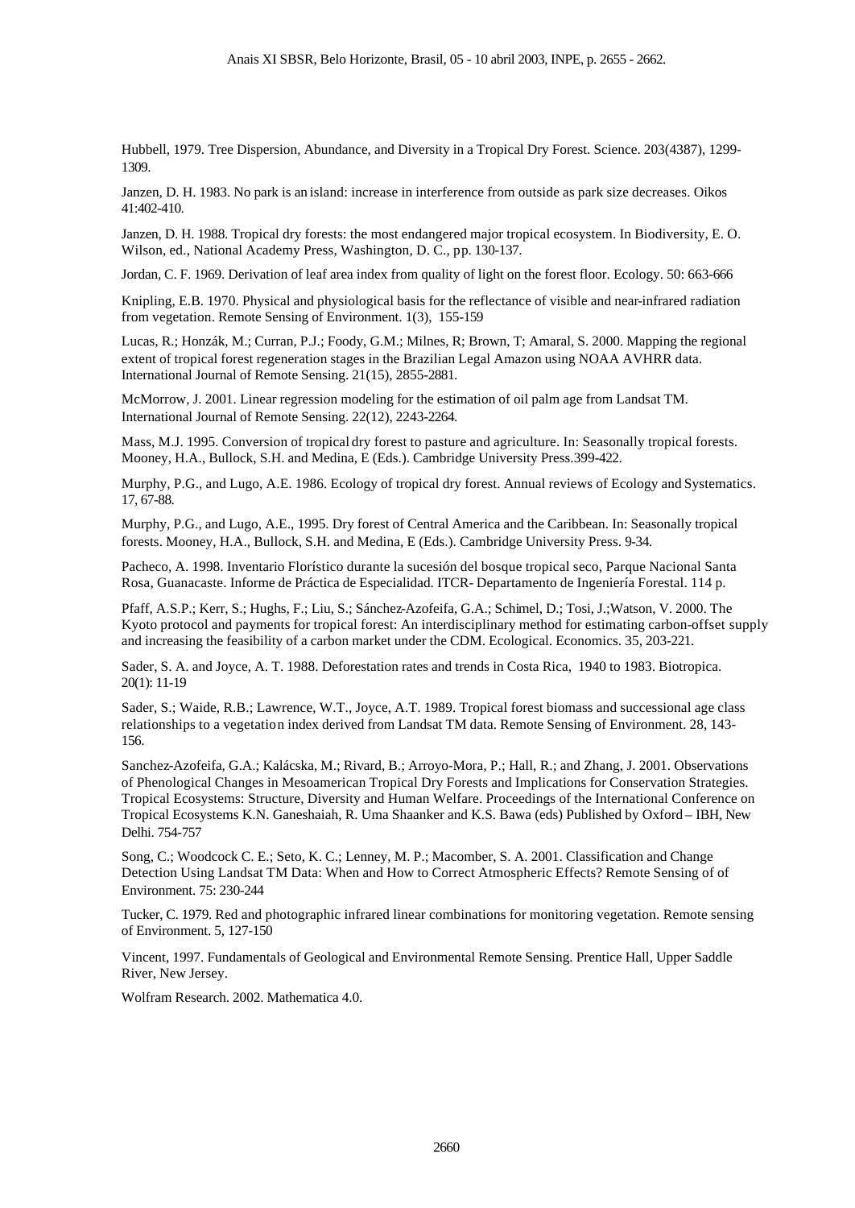Hubbell, 1979. Tree Dispersion, Abundance, and Diversity in a Tropical Dry Forest. Science. 203(4387), 1299-1309.

Janzen, D. H. 1983. No park is an island: increase in interference from outside as park size decreases. Oikos 41:402-410.

Janzen, D. H. 1988. Tropical dry forests: the most endangered major tropical ecosystem. In Biodiversity, E. O. Wilson, ed., National Academy Press, Washington, D. C., pp. 130-137.

Jordan, C. F. 1969. Derivation of leaf area index from quality of light on the forest floor. Ecology. 50: 663-666

Knipling, E.B. 1970. Physical and physiological basis for the reflectance of visible and near-infrared radiation from vegetation. Remote Sensing of Environment. 1(3), 155-159

Lucas, R.; Honzák, M.; Curran, P.J.; Foody, G.M.; Milnes, R; Brown, T; Amaral, S. 2000. Mapping the regional extent of tropical forest regeneration stages in the Brazilian Legal Amazon using NOAA AVHRR data. International Journal of Remote Sensing. 21(15), 2855-2881.

McMorrow, J. 2001. Linear regression modeling for the estimation of oil palm age from Landsat TM. International Journal of Remote Sensing. 22(12), 2243-2264.

Mass, M.J. 1995. Conversion of tropical dry forest to pasture and agriculture. In: Seasonally tropical forests. Mooney, H.A., Bullock, S.H. and Medina, E (Eds.). Cambridge University Press.399-422.

Murphy, P.G., and Lugo, A.E. 1986. Ecology of tropical dry forest. Annual reviews of Ecology and Systematics. 17, 67-88.

Murphy, P.G., and Lugo, A.E., 1995. Dry forest of Central America and the Caribbean. In: Seasonally tropical forests. Mooney, H.A., Bullock, S.H. and Medina, E (Eds.). Cambridge University Press. 9-34.

Pacheco, A. 1998. Inventario Florístico durante la sucesión del bosque tropical seco, Parque Nacional Santa Rosa, Guanacaste. Informe de Práctica de Especialidad. ITCR- Departamento de Ingeniería Forestal. 114 p.

Pfaff, A.S.P.; Kerr, S.; Hughs, F.; Liu, S.; Sánchez-Azofeifa, G.A.; Schimel, D.; Tosi, J.;Watson, V. 2000. The Kyoto protocol and payments for tropical forest: An interdisciplinary method for estimating carbon-offset supply and increasing the feasibility of a carbon market under the CDM. Ecological. Economics. 35, 203-221.

Sader, S. A. and Joyce, A. T. 1988. Deforestation rates and trends in Costa Rica, 1940 to 1983. Biotropica. 20(1): 11-19

Sader, S.; Waide, R.B.; Lawrence, W.T., Joyce, A.T. 1989. Tropical forest biomass and successional age class relationships to a vegetation index derived from Landsat TM data. Remote Sensing of Environment. 28, 143-156.

Sanchez-Azofeifa, G.A.; Kalácska, M.; Rivard, B.; Arroyo-Mora, P.; Hall, R.; and Zhang, J. 2001. Observations of Phenological Changes in Mesoamerican Tropical Dry Forests and Implications for Conservation Strategies. Tropical Ecosystems: Structure, Diversity and Human Welfare. Proceedings of the International Conference on Tropical Ecosystems K.N. Ganeshaiah, R. Uma Shaanker and K.S. Bawa (eds) Published by Oxford – IBH, New Delhi. 754-757

Song, C.; Woodcock C. E.; Seto, K. C.; Lenney, M. P.; Macomber, S. A. 2001. Classification and Change Detection Using Landsat TM Data: When and How to Correct Atmospheric Effects? Remote Sensing of of Environment. 75: 230-244

Tucker, C. 1979. Red and photographic infrared linear combinations for monitoring vegetation. Remote sensing of Environment. 5, 127-150

Vincent, 1997. Fundamentals of Geological and Environmental Remote Sensing. Prentice Hall, Upper Saddle River, New Jersey.

Wolfram Research. 2002. Mathematica 4.0.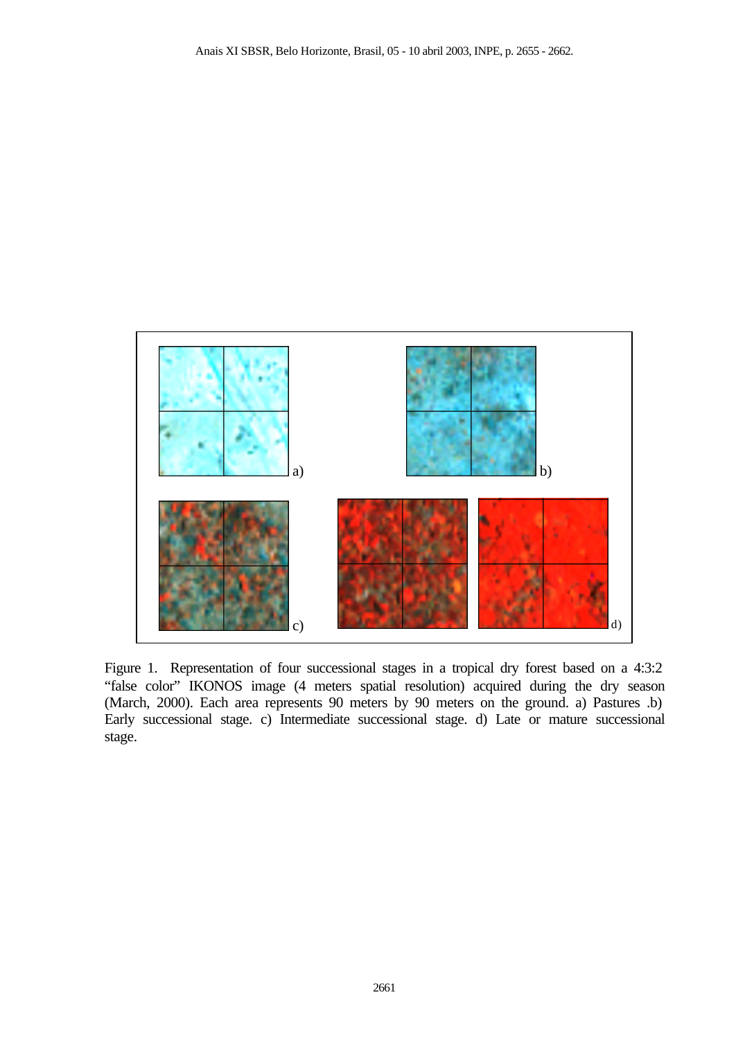Figure 1. Representation of four successional stages in a tropical dry forest based on a 4:3:2 “false color” IKONOS image (4 meters spatial resolution) acquired during the dry season (March, 2000). Each area represents 90 meters by 90 meters on the ground. a) Pastures .b) Early successional stage. c) Intermediate successional stage. d) Late or mature successional stage.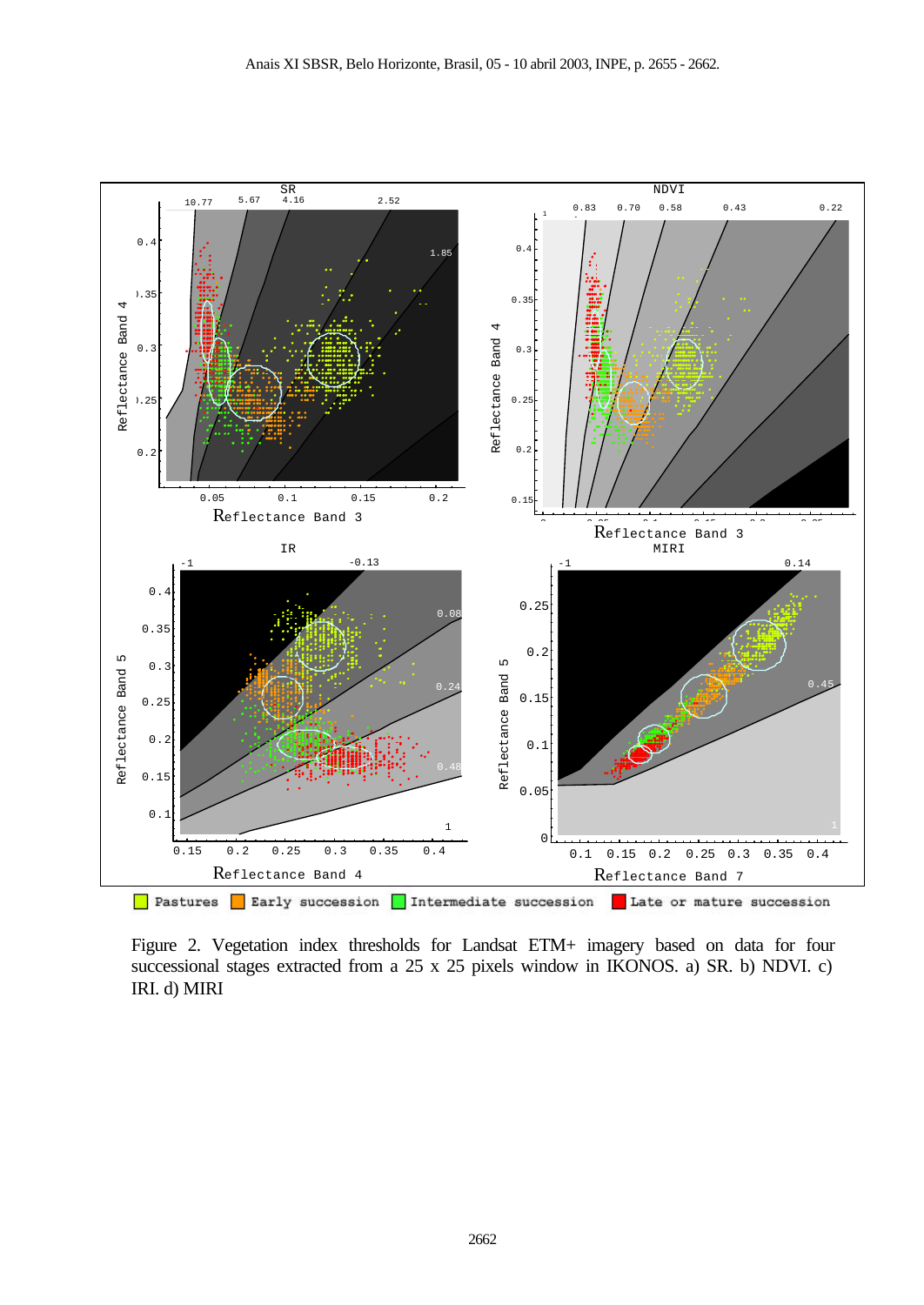SR

10.77 5.67 4.16 2.52

1.85

Reflectance Band 4

0.4

0.35

0.3

0.25

0.2

0.05 0.1 0.15 0.2

Reflectance Band 3

NDVI

1 0.83 0.70 0.58 0.43 0.22

Reflectance Band 4

0.4

0.35

0.3

0.25

0.2

0.15

Reflectance Band 3

IR

-1 -0.13

0.08

0.24

0.48

1

Reflectance Band 5

0.4

0.35

0.3

0.25

0.2

0.15

0.1

0.15 0.2 0.25 0.3 0.35 0.4

Reflectance Band 4

MIRI

-1 0.14

0.45

1

Reflectance Band 5

0.25

0.2

0.15

0.1

0.05

0

0.1 0.15 0.2 0.25 0.3 0.35 0.4

Reflectance Band 7

Pastures Early succession Intermediate succession Late or mature succession

Figure 2. Vegetation index thresholds for Landsat ETM+ imagery based on data for four successional stages extracted from a 25 x 25 pixels window in IKONOS. a) SR. b) NDVI. c) IRI. d) MIRI